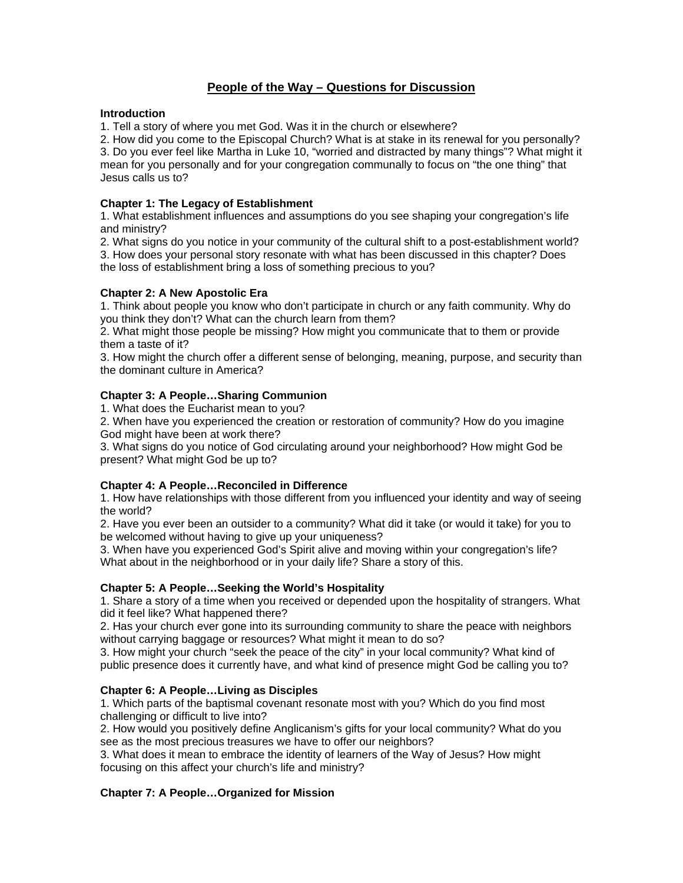# People of the Way – Questions for Discussion

**Introduction**

1. Tell a story of where you met God. Was it in the church or elsewhere?
2. How did you come to the Episcopal Church? What is at stake in its renewal for you personally?
3. Do you ever feel like Martha in Luke 10, "worried and distracted by many things"? What might it mean for you personally and for your congregation communally to focus on "the one thing" that Jesus calls us to?

**Chapter 1: The Legacy of Establishment**

1. What establishment influences and assumptions do you see shaping your congregation's life and ministry?
2. What signs do you notice in your community of the cultural shift to a post-establishment world?
3. How does your personal story resonate with what has been discussed in this chapter? Does the loss of establishment bring a loss of something precious to you?

**Chapter 2: A New Apostolic Era**

1. Think about people you know who don't participate in church or any faith community. Why do you think they don't? What can the church learn from them?
2. What might those people be missing? How might you communicate that to them or provide them a taste of it?
3. How might the church offer a different sense of belonging, meaning, purpose, and security than the dominant culture in America?

**Chapter 3: A People…Sharing Communion**

1. What does the Eucharist mean to you?
2. When have you experienced the creation or restoration of community? How do you imagine God might have been at work there?
3. What signs do you notice of God circulating around your neighborhood? How might God be present? What might God be up to?

**Chapter 4: A People…Reconciled in Difference**

1. How have relationships with those different from you influenced your identity and way of seeing the world?
2. Have you ever been an outsider to a community? What did it take (or would it take) for you to be welcomed without having to give up your uniqueness?
3. When have you experienced God's Spirit alive and moving within your congregation's life? What about in the neighborhood or in your daily life? Share a story of this.

**Chapter 5: A People…Seeking the World's Hospitality**

1. Share a story of a time when you received or depended upon the hospitality of strangers. What did it feel like? What happened there?
2. Has your church ever gone into its surrounding community to share the peace with neighbors without carrying baggage or resources? What might it mean to do so?
3. How might your church "seek the peace of the city" in your local community? What kind of public presence does it currently have, and what kind of presence might God be calling you to?

**Chapter 6: A People…Living as Disciples**

1. Which parts of the baptismal covenant resonate most with you? Which do you find most challenging or difficult to live into?
2. How would you positively define Anglicanism's gifts for your local community? What do you see as the most precious treasures we have to offer our neighbors?
3. What does it mean to embrace the identity of learners of the Way of Jesus? How might focusing on this affect your church's life and ministry?

**Chapter 7: A People…Organized for Mission**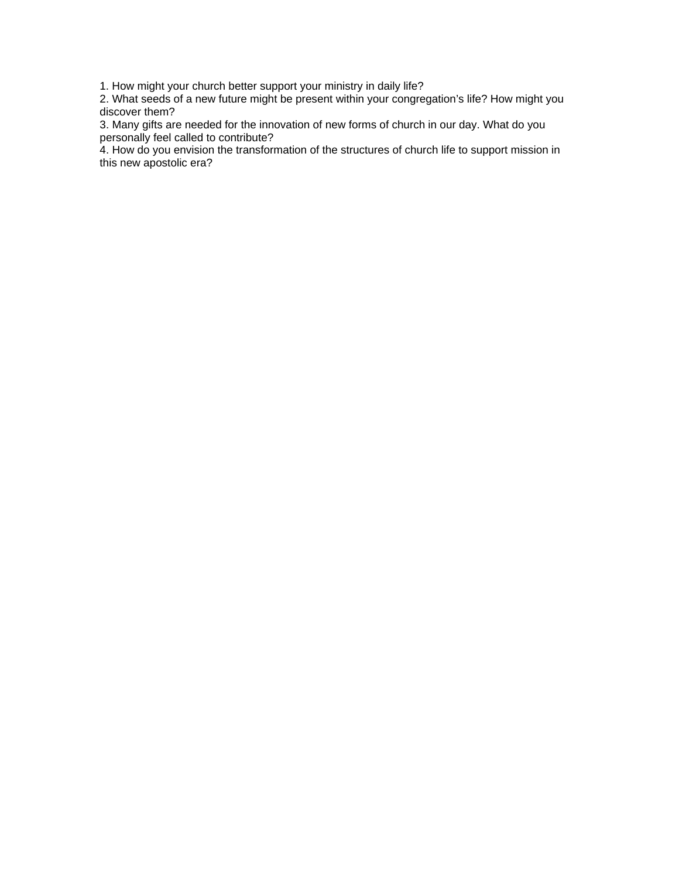1. How might your church better support your ministry in daily life?
2. What seeds of a new future might be present within your congregation's life? How might you discover them?
3. Many gifts are needed for the innovation of new forms of church in our day. What do you personally feel called to contribute?
4. How do you envision the transformation of the structures of church life to support mission in this new apostolic era?